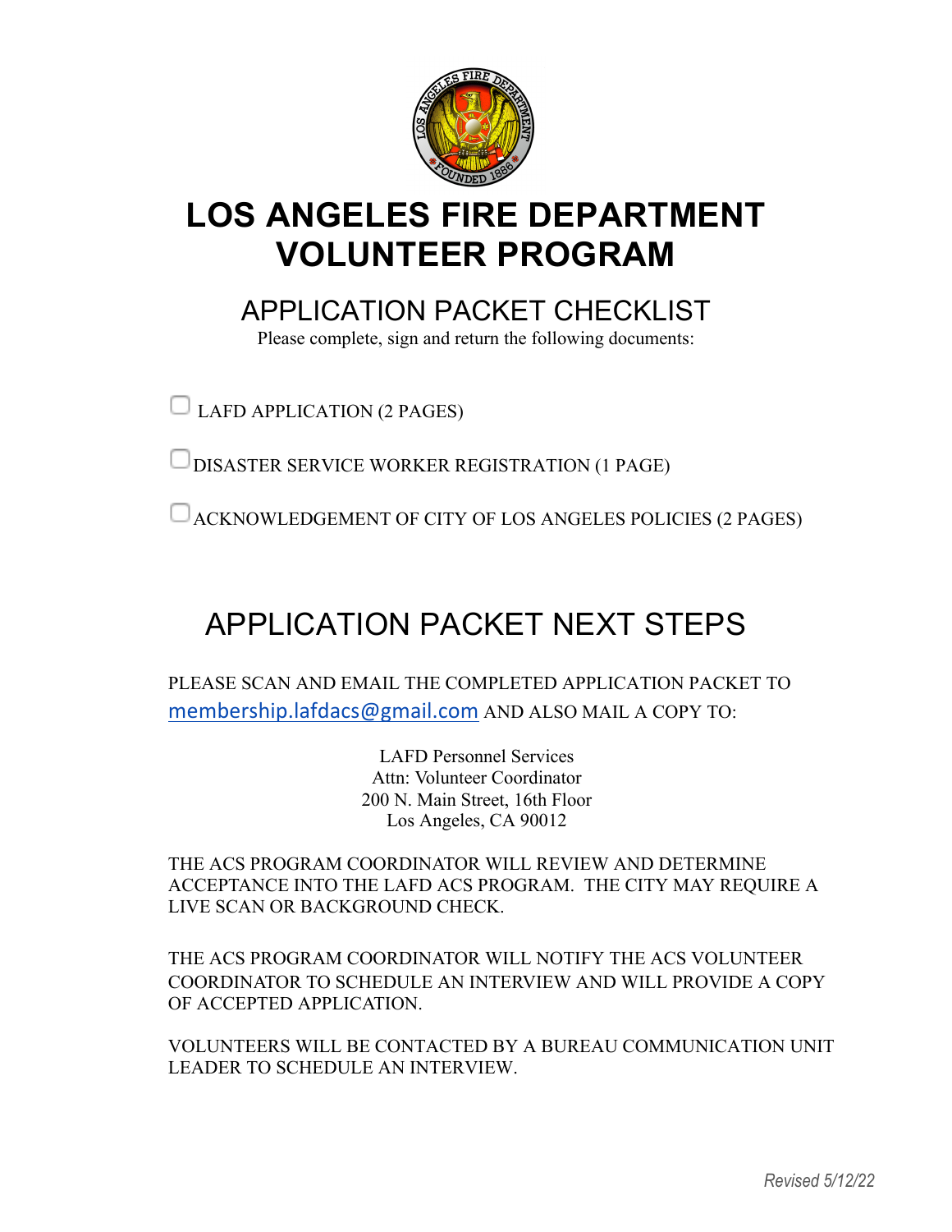# LOS ANGELES FIRE DEPARTMENT VOLUNTEER PROGRAM

## APPLICATION PACKET CHECKLIST

Please complete, sign and return the following documents:

- [ ] LAFD APPLICATION (2 PAGES)
- [ ] DISASTER SERVICE WORKER REGISTRATION (1 PAGE)
- [ ] ACKNOWLEDGEMENT OF CITY OF LOS ANGELES POLICIES (2 PAGES)

## APPLICATION PACKET NEXT STEPS

PLEASE SCAN AND EMAIL THE COMPLETED APPLICATION PACKET TO membership.lafdacs@gmail.com AND ALSO MAIL A COPY TO:

LAFD Personnel Services
Attn: Volunteer Coordinator
200 N. Main Street, 16th Floor
Los Angeles, CA 90012

THE ACS PROGRAM COORDINATOR WILL REVIEW AND DETERMINE ACCEPTANCE INTO THE LAFD ACS PROGRAM. THE CITY MAY REQUIRE A LIVE SCAN OR BACKGROUND CHECK.

THE ACS PROGRAM COORDINATOR WILL NOTIFY THE ACS VOLUNTEER COORDINATOR TO SCHEDULE AN INTERVIEW AND WILL PROVIDE A COPY OF ACCEPTED APPLICATION.

VOLUNTEERS WILL BE CONTACTED BY A BUREAU COMMUNICATION UNIT LEADER TO SCHEDULE AN INTERVIEW.

*Revised 5/12/22*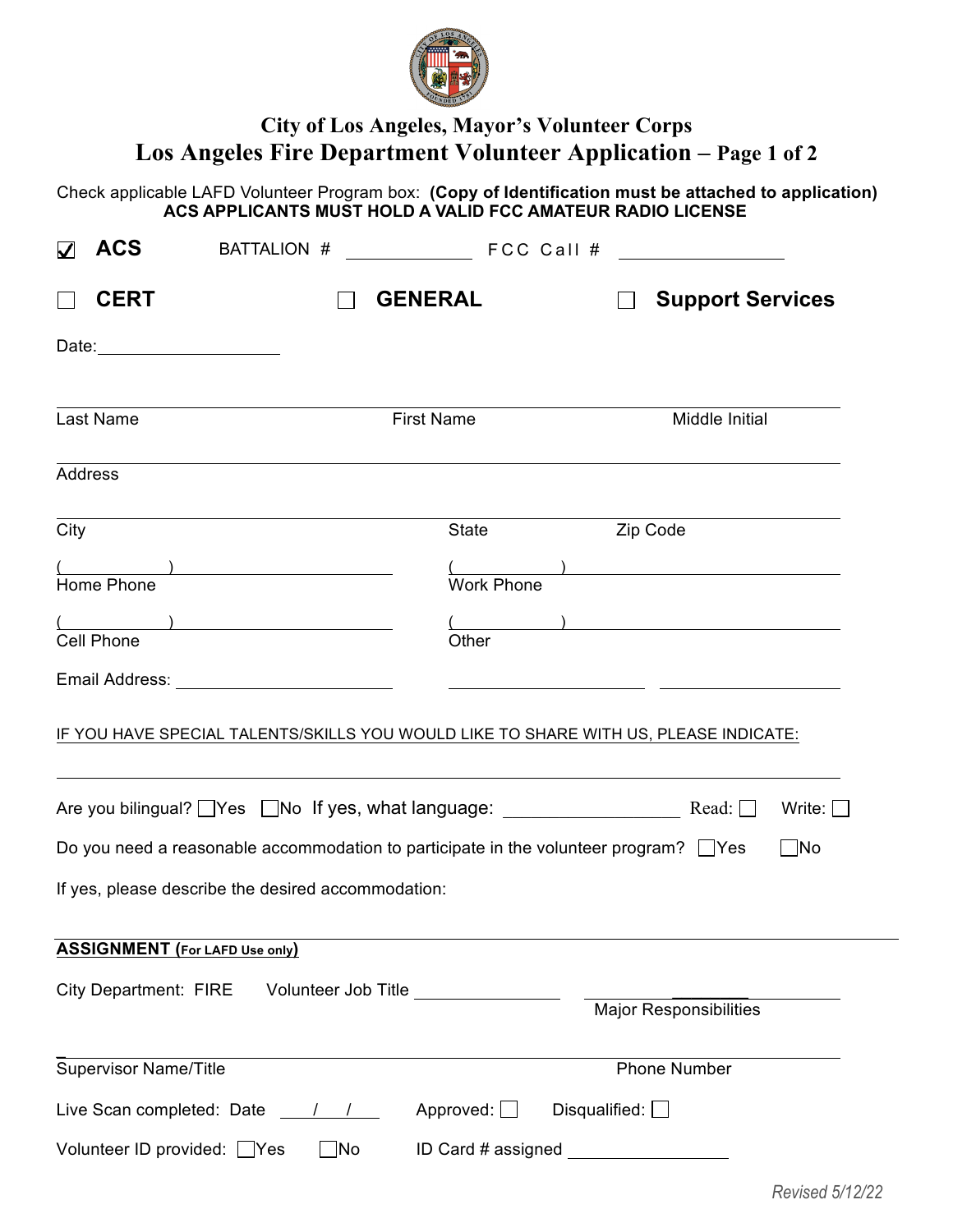# City of Los Angeles, Mayor's Volunteer Corps

## Los Angeles Fire Department Volunteer Application – Page 1 of 2

Check applicable LAFD Volunteer Program box: **(Copy of Identification must be attached to application)**
**ACS APPLICANTS MUST HOLD A VALID FCC AMATEUR RADIO LICENSE**

☑ **ACS** BATTALION # ____________ FCC Call # ______________

☐ **CERT** ☐ **GENERAL** ☐ **Support Services**

Date: ________________

| Last Name | First Name | Middle Initial |
|---|---|---|
| | | |

Address

| City | State | Zip Code |
|---|---|---|
| | | |

| ( ) ____________ | ( ) ____________ |
|---|---|
| Home Phone | Work Phone |
| ( ) ____________ | ( ) ____________ |
| Cell Phone | Other |

Email Address: ________________ ________________ ________________

IF YOU HAVE SPECIAL TALENTS/SKILLS YOU WOULD LIKE TO SHARE WITH US, PLEASE INDICATE:

______________________________________________

Are you bilingual? ☐Yes ☐No If yes, what language: ______________ Read: ☐ Write: ☐

Do you need a reasonable accommodation to participate in the volunteer program? ☐Yes ☐No

If yes, please describe the desired accommodation:

---

**ASSIGNMENT (For LAFD Use only)**

City Department: FIRE Volunteer Job Title ______________ ______________
Major Responsibilities

| Supervisor Name/Title | Phone Number |
|---|---|
| | |

Live Scan completed: Date ___/___/___ Approved: ☐ Disqualified: ☐

Volunteer ID provided: ☐Yes ☐No ID Card # assigned ______________

*Revised 5/12/22*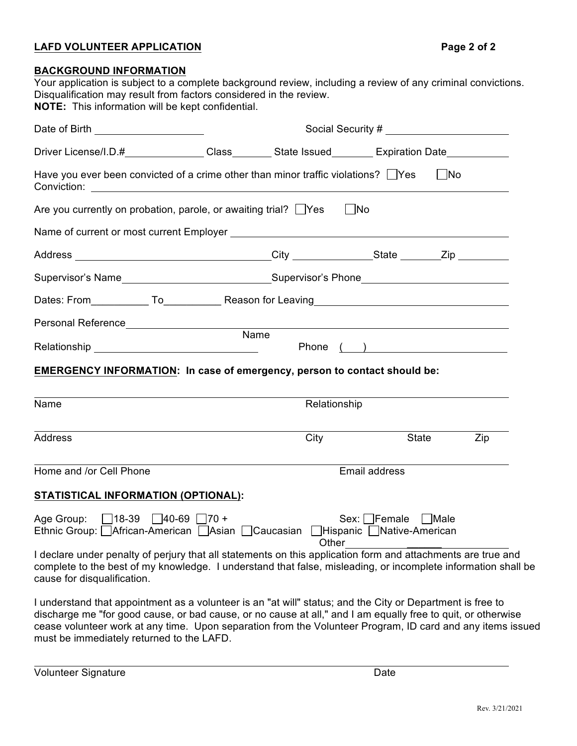**LAFD VOLUNTEER APPLICATION**

**BACKGROUND INFORMATION**

Your application is subject to a complete background review, including a review of any criminal convictions. Disqualification may result from factors considered in the review.

**NOTE:** This information will be kept confidential.

Date of Birth ____________________ Social Security # ______________________

Driver License/I.D.# ______________ Class ________ State Issued ________ Expiration Date ___________

Have you ever been convicted of a crime other than minor traffic violations? ☐ Yes ☐ No

Conviction: ____________________________________________________________

Are you currently on probation, parole, or awaiting trial? ☐ Yes ☐ No

Name of current or most current Employer ________________________________________

Address ___________________________ City ______________ State _______ Zip _________

Supervisor's Name __________________________ Supervisor's Phone __________________________

Dates: From __________ To __________ Reason for Leaving ________________________________

Personal Reference ______________________________________________________________
Name

Relationship ______________________________ Phone ( ) ______________________

**EMERGENCY INFORMATION: In case of emergency, person to contact should be:**

______________________________________________________________________________

Name Relationship

______________________________________________________________________________

Address City State Zip

______________________________________________________________________________

Home and /or Cell Phone Email address

**STATISTICAL INFORMATION (OPTIONAL):**

Age Group: ☐ 18-39 ☐ 40-69 ☐ 70 + Sex: ☐ Female ☐ Male

Ethnic Group: ☐ African-American ☐ Asian ☐ Caucasian ☐ Hispanic ☐ Native-American

Other ______________________

I declare under penalty of perjury that all statements on this application form and attachments are true and complete to the best of my knowledge. I understand that false, misleading, or incomplete information shall be cause for disqualification.

I understand that appointment as a volunteer is an "at will" status; and the City or Department is free to discharge me "for good cause, or bad cause, or no cause at all," and I am equally free to quit, or otherwise cease volunteer work at any time. Upon separation from the Volunteer Program, ID card and any items issued must be immediately returned to the LAFD.

______________________________________________________________________________

Volunteer Signature Date

Rev. 3/21/2021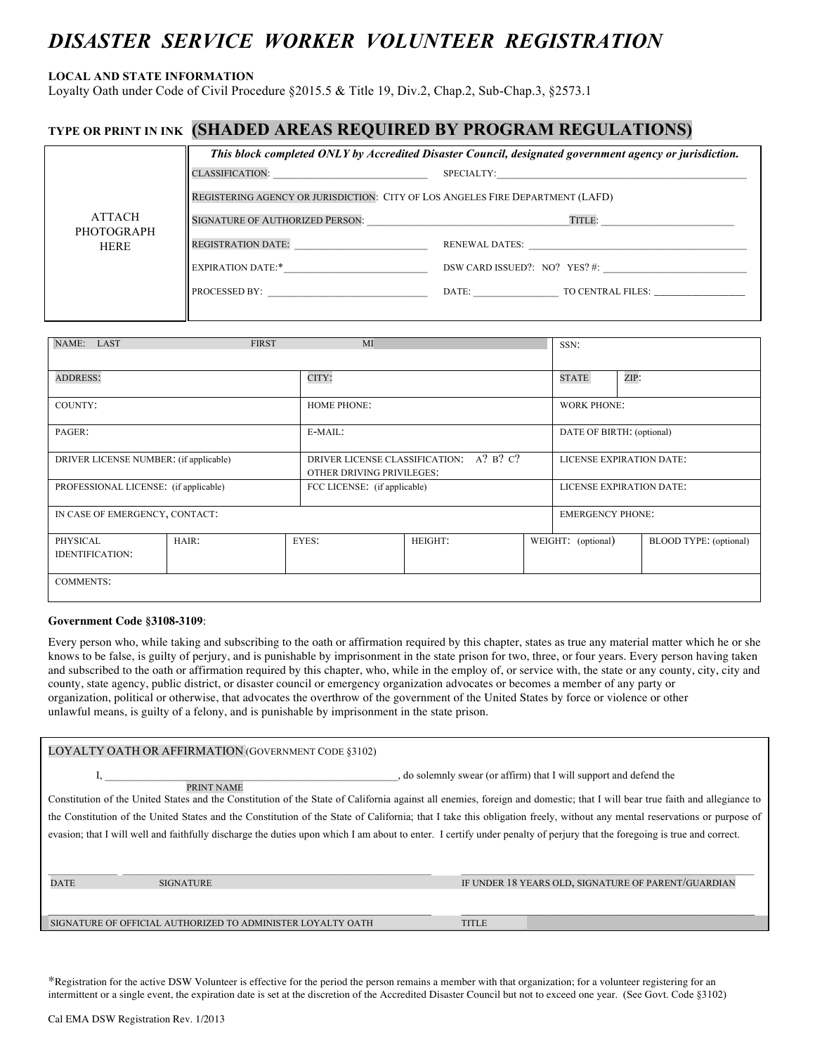# DISASTER SERVICE WORKER VOLUNTEER REGISTRATION

**LOCAL AND STATE INFORMATION**

Loyalty Oath under Code of Civil Procedure §2015.5 & Title 19, Div.2, Chap.2, Sub-Chap.3, §2573.1

**TYPE OR PRINT IN INK** **(SHADED AREAS REQUIRED BY PROGRAM REGULATIONS)**

| ATTACH PHOTOGRAPH HERE | ***This block completed ONLY by Accredited Disaster Council, designated government agency or jurisdiction.*** |
|---|---|
| | CLASSIFICATION: ______________ SPECIALTY: ______________ |
| | REGISTERING AGENCY OR JURISDICTION: CITY OF LOS ANGELES FIRE DEPARTMENT (LAFD) |
| | SIGNATURE OF AUTHORIZED PERSON: ______________ TITLE: ______________ |
| | REGISTRATION DATE: ______________ RENEWAL DATES: ______________ |
| | EXPIRATION DATE:* ______________ DSW CARD ISSUED?: NO? YES? #: ______________ |
| | PROCESSED BY: ______________ DATE: ______________ TO CENTRAL FILES: ______________ |

| | | | | | |
|---|---|---|---|---|---|
| NAME: LAST FIRST MI | | | | SSN: | |
| ADDRESS: | | CITY: | | STATE | ZIP: |
| COUNTY: | | HOME PHONE: | | WORK PHONE: | |
| PAGER: | | E-MAIL: | | DATE OF BIRTH: (optional) | |
| DRIVER LICENSE NUMBER: (if applicable) | | DRIVER LICENSE CLASSIFICATION: A? B? C? OTHER DRIVING PRIVILEGES: | | LICENSE EXPIRATION DATE: | |
| PROFESSIONAL LICENSE: (if applicable) | | FCC LICENSE: (if applicable) | | LICENSE EXPIRATION DATE: | |
| IN CASE OF EMERGENCY, CONTACT: | | | | EMERGENCY PHONE: | |
| PHYSICAL IDENTIFICATION: | HAIR: | EYES: | HEIGHT: | WEIGHT: (optional) | BLOOD TYPE: (optional) |
| COMMENTS: | | | | | |

**Government Code §3108-3109**:

Every person who, while taking and subscribing to the oath or affirmation required by this chapter, states as true any material matter which he or she knows to be false, is guilty of perjury, and is punishable by imprisonment in the state prison for two, three, or four years. Every person having taken and subscribed to the oath or affirmation required by this chapter, who, while in the employ of, or service with, the state or any county, city, city and county, state agency, public district, or disaster council or emergency organization advocates or becomes a member of any party or organization, political or otherwise, that advocates the overthrow of the government of the United States by force or violence or other unlawful means, is guilty of a felony, and is punishable by imprisonment in the state prison.

LOYALTY OATH OR AFFIRMATION (GOVERNMENT CODE §3102)

I, ______________________________ (PRINT NAME), do solemnly swear (or affirm) that I will support and defend the Constitution of the United States and the Constitution of the State of California against all enemies, foreign and domestic; that I will bear true faith and allegiance to the Constitution of the United States and the Constitution of the State of California; that I take this obligation freely, without any mental reservations or purpose of evasion; that I will well and faithfully discharge the duties upon which I am about to enter. I certify under penalty of perjury that the foregoing is true and correct.

_______________ DATE  _______________ SIGNATURE  _______________ IF UNDER 18 YEARS OLD, SIGNATURE OF PARENT/GUARDIAN

_______________ SIGNATURE OF OFFICIAL AUTHORIZED TO ADMINISTER LOYALTY OATH  _______________ TITLE

*Registration for the active DSW Volunteer is effective for the period the person remains a member with that organization; for a volunteer registering for an intermittent or a single event, the expiration date is set at the discretion of the Accredited Disaster Council but not to exceed one year. (See Govt. Code §3102)

Cal EMA DSW Registration Rev. 1/2013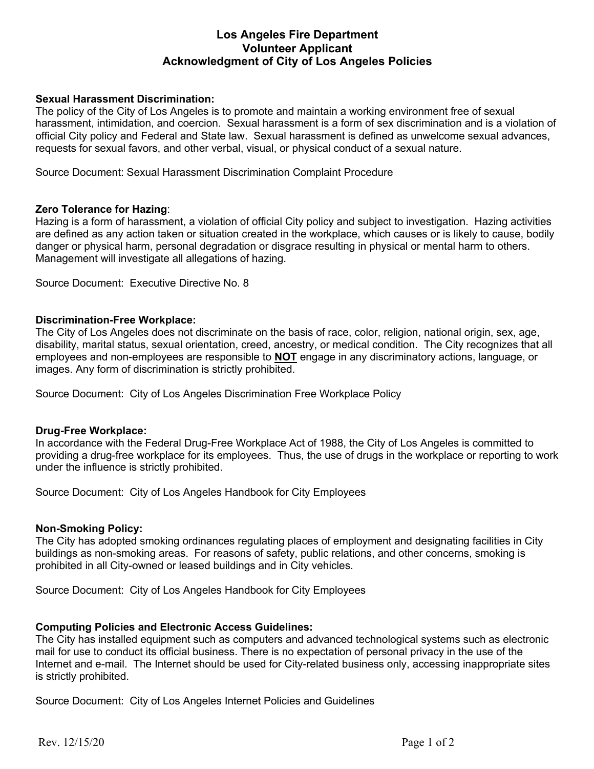# Los Angeles Fire Department
# Volunteer Applicant
# Acknowledgment of City of Los Angeles Policies

**Sexual Harassment Discrimination:**
The policy of the City of Los Angeles is to promote and maintain a working environment free of sexual harassment, intimidation, and coercion. Sexual harassment is a form of sex discrimination and is a violation of official City policy and Federal and State law. Sexual harassment is defined as unwelcome sexual advances, requests for sexual favors, and other verbal, visual, or physical conduct of a sexual nature.

Source Document: Sexual Harassment Discrimination Complaint Procedure

**Zero Tolerance for Hazing**:
Hazing is a form of harassment, a violation of official City policy and subject to investigation. Hazing activities are defined as any action taken or situation created in the workplace, which causes or is likely to cause, bodily danger or physical harm, personal degradation or disgrace resulting in physical or mental harm to others. Management will investigate all allegations of hazing.

Source Document: Executive Directive No. 8

**Discrimination-Free Workplace:**
The City of Los Angeles does not discriminate on the basis of race, color, religion, national origin, sex, age, disability, marital status, sexual orientation, creed, ancestry, or medical condition. The City recognizes that all employees and non-employees are responsible to <u>**NOT**</u> engage in any discriminatory actions, language, or images. Any form of discrimination is strictly prohibited.

Source Document: City of Los Angeles Discrimination Free Workplace Policy

**Drug-Free Workplace:**
In accordance with the Federal Drug-Free Workplace Act of 1988, the City of Los Angeles is committed to providing a drug-free workplace for its employees. Thus, the use of drugs in the workplace or reporting to work under the influence is strictly prohibited.

Source Document: City of Los Angeles Handbook for City Employees

**Non-Smoking Policy:**
The City has adopted smoking ordinances regulating places of employment and designating facilities in City buildings as non-smoking areas. For reasons of safety, public relations, and other concerns, smoking is prohibited in all City-owned or leased buildings and in City vehicles.

Source Document: City of Los Angeles Handbook for City Employees

**Computing Policies and Electronic Access Guidelines:**
The City has installed equipment such as computers and advanced technological systems such as electronic mail for use to conduct its official business. There is no expectation of personal privacy in the use of the Internet and e-mail. The Internet should be used for City-related business only, accessing inappropriate sites is strictly prohibited.

Source Document: City of Los Angeles Internet Policies and Guidelines

Rev. 12/15/20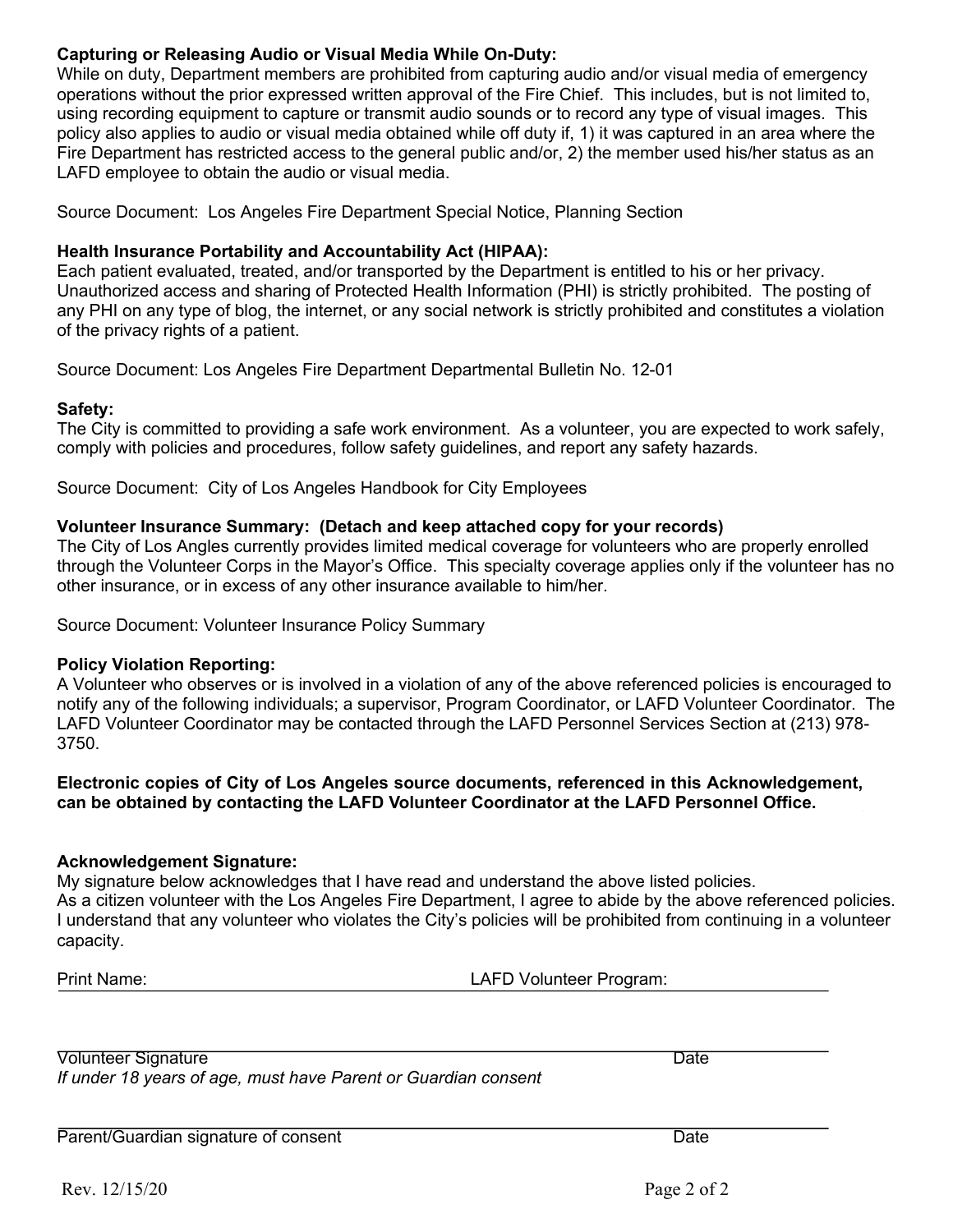**Capturing or Releasing Audio or Visual Media While On-Duty:**
While on duty, Department members are prohibited from capturing audio and/or visual media of emergency operations without the prior expressed written approval of the Fire Chief. This includes, but is not limited to, using recording equipment to capture or transmit audio sounds or to record any type of visual images. This policy also applies to audio or visual media obtained while off duty if, 1) it was captured in an area where the Fire Department has restricted access to the general public and/or, 2) the member used his/her status as an LAFD employee to obtain the audio or visual media.

Source Document: Los Angeles Fire Department Special Notice, Planning Section

**Health Insurance Portability and Accountability Act (HIPAA):**
Each patient evaluated, treated, and/or transported by the Department is entitled to his or her privacy. Unauthorized access and sharing of Protected Health Information (PHI) is strictly prohibited. The posting of any PHI on any type of blog, the internet, or any social network is strictly prohibited and constitutes a violation of the privacy rights of a patient.

Source Document: Los Angeles Fire Department Departmental Bulletin No. 12-01

**Safety:**
The City is committed to providing a safe work environment. As a volunteer, you are expected to work safely, comply with policies and procedures, follow safety guidelines, and report any safety hazards.

Source Document: City of Los Angeles Handbook for City Employees

**Volunteer Insurance Summary: (Detach and keep attached copy for your records)**
The City of Los Angles currently provides limited medical coverage for volunteers who are properly enrolled through the Volunteer Corps in the Mayor's Office. This specialty coverage applies only if the volunteer has no other insurance, or in excess of any other insurance available to him/her.

Source Document: Volunteer Insurance Policy Summary

**Policy Violation Reporting:**
A Volunteer who observes or is involved in a violation of any of the above referenced policies is encouraged to notify any of the following individuals; a supervisor, Program Coordinator, or LAFD Volunteer Coordinator. The LAFD Volunteer Coordinator may be contacted through the LAFD Personnel Services Section at (213) 978-3750.

**Electronic copies of City of Los Angeles source documents, referenced in this Acknowledgement, can be obtained by contacting the LAFD Volunteer Coordinator at the LAFD Personnel Office.**

**Acknowledgement Signature:**
My signature below acknowledges that I have read and understand the above listed policies.
As a citizen volunteer with the Los Angeles Fire Department, I agree to abide by the above referenced policies. I understand that any volunteer who violates the City's policies will be prohibited from continuing in a volunteer capacity.

Print Name: ______________________ LAFD Volunteer Program: ______________________

______________________________________________ ____________
Volunteer Signature Date
*If under 18 years of age, must have Parent or Guardian consent*

______________________________________________ ____________
Parent/Guardian signature of consent Date

Rev. 12/15/20